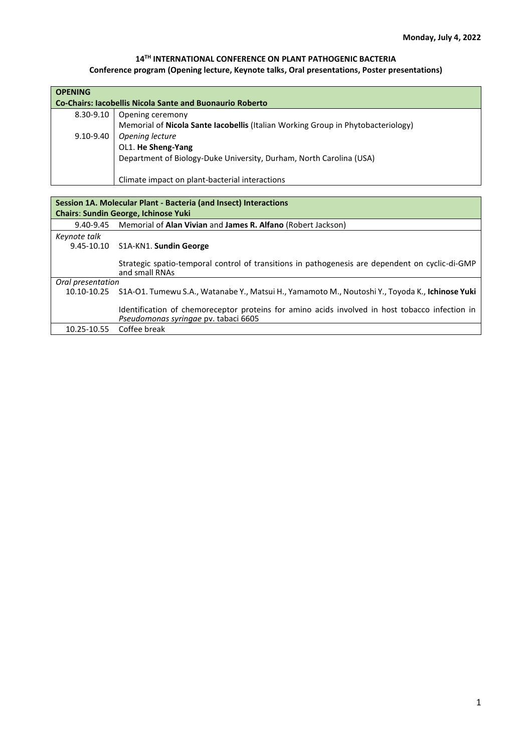**Monday, July 4, 2022**

## 14TH INTERNATIONAL CONFERENCE ON PLANT PATHOGENIC BACTERIA

### Conference program (Opening lecture, Keynote talks, Oral presentations, Poster presentations)

| **OPENING** | |
|---|---|
| **Co-Chairs: Iacobellis Nicola Sante and Buonaurio Roberto** | |
| 8.30-9.10 | Opening ceremony<br>Memorial of **Nicola Sante Iacobellis** (Italian Working Group in Phytobacteriology) |
| 9.10-9.40 | *Opening lecture*<br>OL1. **He Sheng-Yang**<br>Department of Biology-Duke University, Durham, North Carolina (USA)<br><br>Climate impact on plant-bacterial interactions |

| **Session 1A. Molecular Plant - Bacteria (and Insect) Interactions** | |
|---|---|
| **Chairs: Sundin George, Ichinose Yuki** | |
| 9.40-9.45 | Memorial of **Alan Vivian** and **James R. Alfano** (Robert Jackson) |
| *Keynote talk*<br>9.45-10.10 | S1A-KN1. **Sundin George**<br><br>Strategic spatio-temporal control of transitions in pathogenesis are dependent on cyclic-di-GMP and small RNAs |
| *Oral presentation*<br>10.10-10.25 | S1A-O1. Tumewu S.A., Watanabe Y., Matsui H., Yamamoto M., Noutoshi Y., Toyoda K., **Ichinose Yuki**<br><br>Identification of chemoreceptor proteins for amino acids involved in host tobacco infection in *Pseudomonas syringae* pv. tabaci 6605 |
| 10.25-10.55 | Coffee break |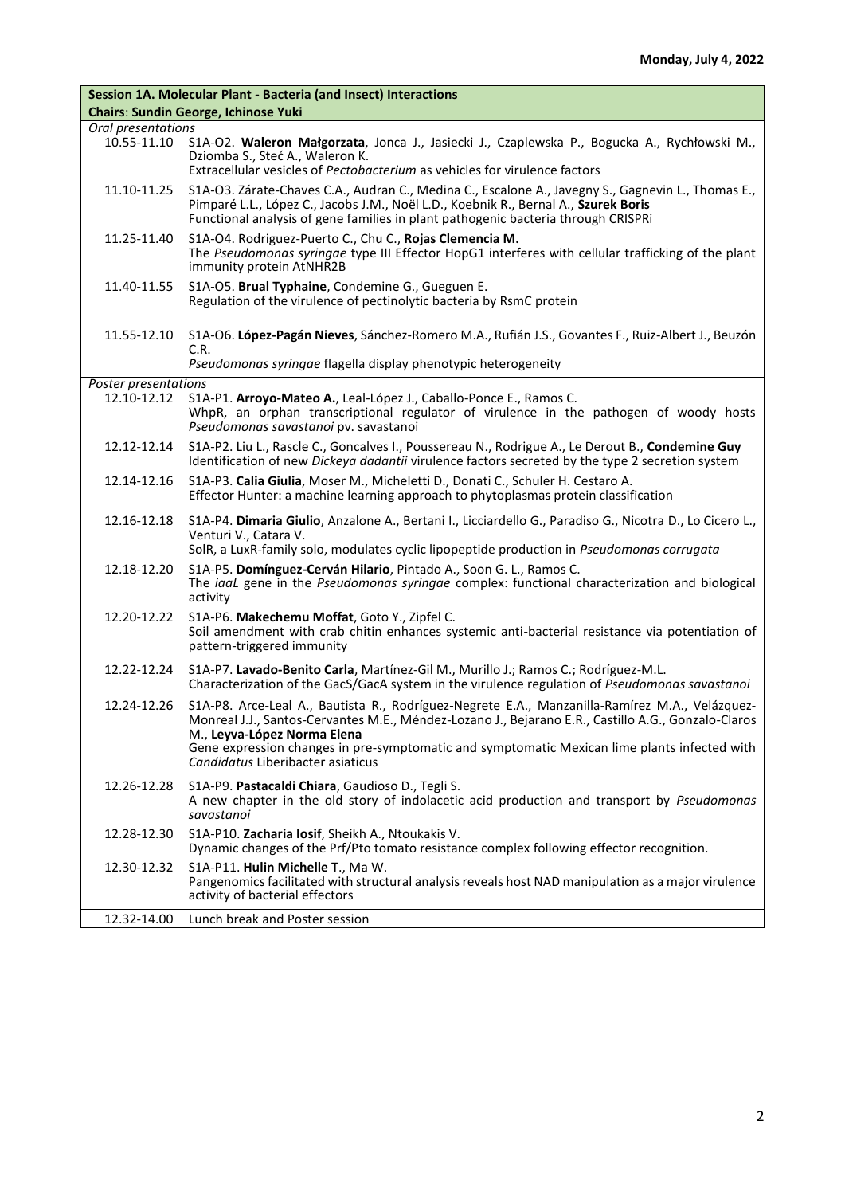**Monday, July 4, 2022**

| **Session 1A. Molecular Plant - Bacteria (and Insect) Interactions** | |
|---|---|
| **Chairs**: **Sundin George, Ichinose Yuki** | |
| *Oral presentations* | |
| 10.55-11.10 | S1A-O2. **Waleron Małgorzata**, Jonca J., Jasiecki J., Czaplewska P., Bogucka A., Rychłowski M., Dziomba S., Steć A., Waleron K.<br>Extracellular vesicles of *Pectobacterium* as vehicles for virulence factors |
| 11.10-11.25 | S1A-O3. Zárate-Chaves C.A., Audran C., Medina C., Escalone A., Javegny S., Gagnevin L., Thomas E., Pimparé L.L., López C., Jacobs J.M., Noël L.D., Koebnik R., Bernal A., **Szurek Boris**<br>Functional analysis of gene families in plant pathogenic bacteria through CRISPRi |
| 11.25-11.40 | S1A-O4. Rodriguez-Puerto C., Chu C., **Rojas Clemencia M.**<br>The *Pseudomonas syringae* type III Effector HopG1 interferes with cellular trafficking of the plant immunity protein AtNHR2B |
| 11.40-11.55 | S1A-O5. **Brual Typhaine**, Condemine G., Gueguen E.<br>Regulation of the virulence of pectinolytic bacteria by RsmC protein |
| 11.55-12.10 | S1A-O6. **López-Pagán Nieves**, Sánchez-Romero M.A., Rufián J.S., Govantes F., Ruiz-Albert J., Beuzón C.R.<br>*Pseudomonas syringae* flagella display phenotypic heterogeneity |
| *Poster presentations* | |
| 12.10-12.12 | S1A-P1. **Arroyo-Mateo A.**, Leal-López J., Caballo-Ponce E., Ramos C.<br>WhpR, an orphan transcriptional regulator of virulence in the pathogen of woody hosts *Pseudomonas savastanoi* pv. savastanoi |
| 12.12-12.14 | S1A-P2. Liu L., Rascle C., Goncalves I., Poussereau N., Rodrigue A., Le Derout B., **Condemine Guy**<br>Identification of new *Dickeya dadantii* virulence factors secreted by the type 2 secretion system |
| 12.14-12.16 | S1A-P3. **Calia Giulia**, Moser M., Micheletti D., Donati C., Schuler H. Cestaro A.<br>Effector Hunter: a machine learning approach to phytoplasmas protein classification |
| 12.16-12.18 | S1A-P4. **Dimaria Giulio**, Anzalone A., Bertani I., Licciardello G., Paradiso G., Nicotra D., Lo Cicero L., Venturi V., Catara V.<br>SolR, a LuxR-family solo, modulates cyclic lipopeptide production in *Pseudomonas corrugata* |
| 12.18-12.20 | S1A-P5. **Domínguez-Cerván Hilario**, Pintado A., Soon G. L., Ramos C.<br>The *iaaL* gene in the *Pseudomonas syringae* complex: functional characterization and biological activity |
| 12.20-12.22 | S1A-P6. **Makechemu Moffat**, Goto Y., Zipfel C.<br>Soil amendment with crab chitin enhances systemic anti-bacterial resistance via potentiation of pattern-triggered immunity |
| 12.22-12.24 | S1A-P7. **Lavado-Benito Carla**, Martínez-Gil M., Murillo J.; Ramos C.; Rodríguez-M.L.<br>Characterization of the GacS/GacA system in the virulence regulation of *Pseudomonas savastanoi* |
| 12.24-12.26 | S1A-P8. Arce-Leal A., Bautista R., Rodríguez-Negrete E.A., Manzanilla-Ramírez M.A., Velázquez-Monreal J.J., Santos-Cervantes M.E., Méndez-Lozano J., Bejarano E.R., Castillo A.G., Gonzalo-Claros M., **Leyva-López Norma Elena**<br>Gene expression changes in pre-symptomatic and symptomatic Mexican lime plants infected with *Candidatus* Liberibacter asiaticus |
| 12.26-12.28 | S1A-P9. **Pastacaldi Chiara**, Gaudioso D., Tegli S.<br>A new chapter in the old story of indolacetic acid production and transport by *Pseudomonas savastanoi* |
| 12.28-12.30 | S1A-P10. **Zacharia Iosif**, Sheikh A., Ntoukakis V.<br>Dynamic changes of the Prf/Pto tomato resistance complex following effector recognition. |
| 12.30-12.32 | S1A-P11. **Hulin Michelle T.**, Ma W.<br>Pangenomics facilitated with structural analysis reveals host NAD manipulation as a major virulence activity of bacterial effectors |
| 12.32-14.00 | Lunch break and Poster session |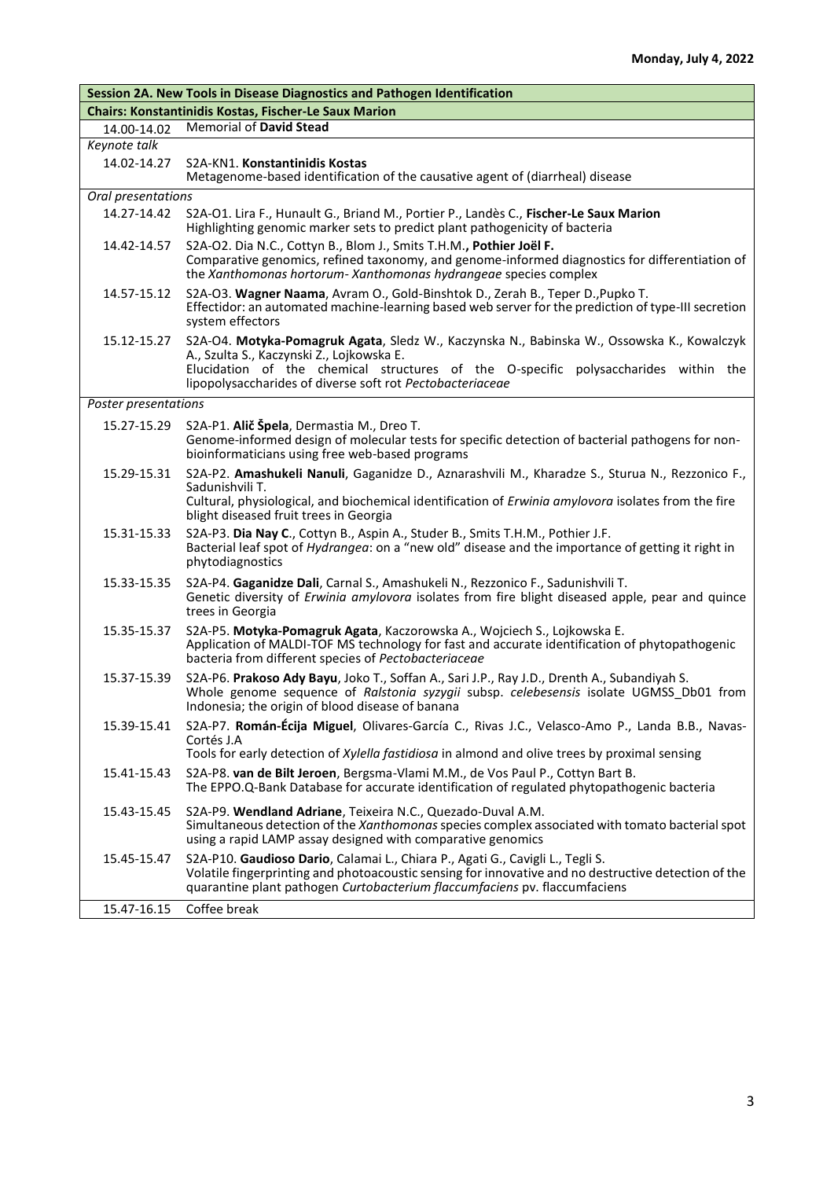**Monday, July 4, 2022**

| **Session 2A. New Tools in Disease Diagnostics and Pathogen Identification** | |
|---|---|
| **Chairs: Konstantinidis Kostas, Fischer-Le Saux Marion** | |
| 14.00-14.02 | Memorial of **David Stead** |
| *Keynote talk* | |
| 14.02-14.27 | S2A-KN1. **Konstantinidis Kostas**<br>Metagenome-based identification of the causative agent of (diarrheal) disease |
| *Oral presentations* | |
| 14.27-14.42 | S2A-O1. Lira F., Hunault G., Briand M., Portier P., Landès C., **Fischer-Le Saux Marion**<br>Highlighting genomic marker sets to predict plant pathogenicity of bacteria |
| 14.42-14.57 | S2A-O2. Dia N.C., Cottyn B., Blom J., Smits T.H.M.**, Pothier Joël F.**<br>Comparative genomics, refined taxonomy, and genome-informed diagnostics for differentiation of the *Xanthomonas hortorum- Xanthomonas hydrangeae* species complex |
| 14.57-15.12 | S2A-O3. **Wagner Naama**, Avram O., Gold-Binshtok D., Zerah B., Teper D.,Pupko T.<br>Effectidor: an automated machine-learning based web server for the prediction of type-III secretion system effectors |
| 15.12-15.27 | S2A-O4. **Motyka-Pomagruk Agata**, Sledz W., Kaczynska N., Babinska W., Ossowska K., Kowalczyk A., Szulta S., Kaczynski Z., Lojkowska E.<br>Elucidation of the chemical structures of the O-specific polysaccharides within the lipopolysaccharides of diverse soft rot *Pectobacteriaceae* |
| *Poster presentations* | |
| 15.27-15.29 | S2A-P1. **Alič Špela**, Dermastia M., Dreo T.<br>Genome-informed design of molecular tests for specific detection of bacterial pathogens for non-bioinformaticians using free web-based programs |
| 15.29-15.31 | S2A-P2. **Amashukeli Nanuli**, Gaganidze D., Aznarashvili M., Kharadze S., Sturua N., Rezzonico F., Sadunishvili T.<br>Cultural, physiological, and biochemical identification of *Erwinia amylovora* isolates from the fire blight diseased fruit trees in Georgia |
| 15.31-15.33 | S2A-P3. **Dia Nay C**., Cottyn B., Aspin A., Studer B., Smits T.H.M., Pothier J.F.<br>Bacterial leaf spot of *Hydrangea*: on a "new old" disease and the importance of getting it right in phytodiagnostics |
| 15.33-15.35 | S2A-P4. **Gaganidze Dali**, Carnal S., Amashukeli N., Rezzonico F., Sadunishvili T.<br>Genetic diversity of *Erwinia amylovora* isolates from fire blight diseased apple, pear and quince trees in Georgia |
| 15.35-15.37 | S2A-P5. **Motyka-Pomagruk Agata**, Kaczorowska A., Wojciech S., Lojkowska E.<br>Application of MALDI-TOF MS technology for fast and accurate identification of phytopathogenic bacteria from different species of *Pectobacteriaceae* |
| 15.37-15.39 | S2A-P6. **Prakoso Ady Bayu**, Joko T., Soffan A., Sari J.P., Ray J.D., Drenth A., Subandiyah S.<br>Whole genome sequence of *Ralstonia syzygii* subsp. *celebesensis* isolate UGMSS_Db01 from Indonesia; the origin of blood disease of banana |
| 15.39-15.41 | S2A-P7. **Román-Écija Miguel**, Olivares-García C., Rivas J.C., Velasco-Amo P., Landa B.B., Navas-Cortés J.A<br>Tools for early detection of *Xylella fastidiosa* in almond and olive trees by proximal sensing |
| 15.41-15.43 | S2A-P8. **van de Bilt Jeroen**, Bergsma-Vlami M.M., de Vos Paul P., Cottyn Bart B.<br>The EPPO.Q-Bank Database for accurate identification of regulated phytopathogenic bacteria |
| 15.43-15.45 | S2A-P9. **Wendland Adriane**, Teixeira N.C., Quezado-Duval A.M.<br>Simultaneous detection of the *Xanthomonas* species complex associated with tomato bacterial spot using a rapid LAMP assay designed with comparative genomics |
| 15.45-15.47 | S2A-P10. **Gaudioso Dario**, Calamai L., Chiara P., Agati G., Cavigli L., Tegli S.<br>Volatile fingerprinting and photoacoustic sensing for innovative and no destructive detection of the quarantine plant pathogen *Curtobacterium flaccumfaciens* pv. flaccumfaciens |
| 15.47-16.15 | Coffee break |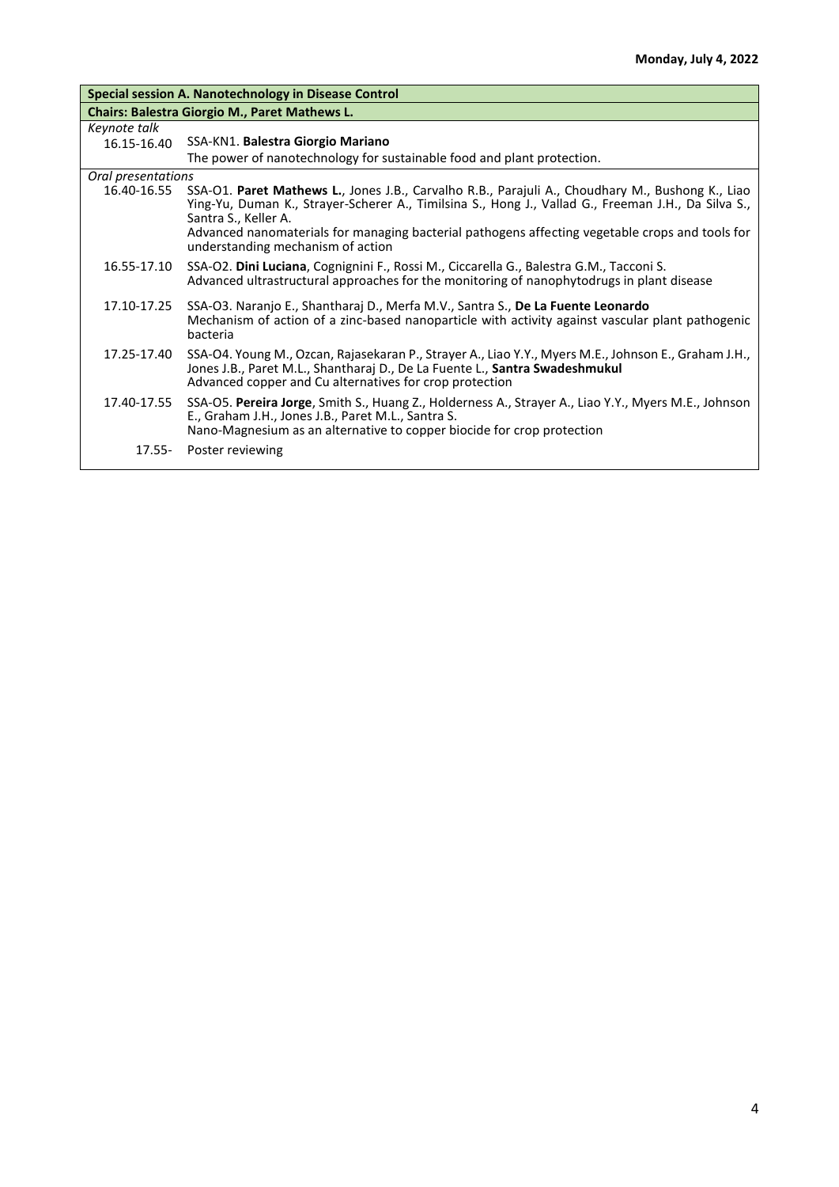**Monday, July 4, 2022**

| **Special session A. Nanotechnology in Disease Control** | |
|---|---|
| **Chairs: Balestra Giorgio M., Paret Mathews L.** | |
| *Keynote talk* | |
| 16.15-16.40 | SSA-KN1. **Balestra Giorgio Mariano**<br>The power of nanotechnology for sustainable food and plant protection. |
| *Oral presentations* | |
| 16.40-16.55 | SSA-O1. **Paret Mathews L.**, Jones J.B., Carvalho R.B., Parajuli A., Choudhary M., Bushong K., Liao Ying-Yu, Duman K., Strayer-Scherer A., Timilsina S., Hong J., Vallad G., Freeman J.H., Da Silva S., Santra S., Keller A.<br>Advanced nanomaterials for managing bacterial pathogens affecting vegetable crops and tools for understanding mechanism of action |
| 16.55-17.10 | SSA-O2. **Dini Luciana**, Cognignini F., Rossi M., Ciccarella G., Balestra G.M., Tacconi S.<br>Advanced ultrastructural approaches for the monitoring of nanophytodrugs in plant disease |
| 17.10-17.25 | SSA-O3. Naranjo E., Shantharaj D., Merfa M.V., Santra S., **De La Fuente Leonardo**<br>Mechanism of action of a zinc-based nanoparticle with activity against vascular plant pathogenic bacteria |
| 17.25-17.40 | SSA-O4. Young M., Ozcan, Rajasekaran P., Strayer A., Liao Y.Y., Myers M.E., Johnson E., Graham J.H., Jones J.B., Paret M.L., Shantharaj D., De La Fuente L., **Santra Swadeshmukul**<br>Advanced copper and Cu alternatives for crop protection |
| 17.40-17.55 | SSA-O5. **Pereira Jorge**, Smith S., Huang Z., Holderness A., Strayer A., Liao Y.Y., Myers M.E., Johnson E., Graham J.H., Jones J.B., Paret M.L., Santra S.<br>Nano-Magnesium as an alternative to copper biocide for crop protection |
| 17.55- | Poster reviewing |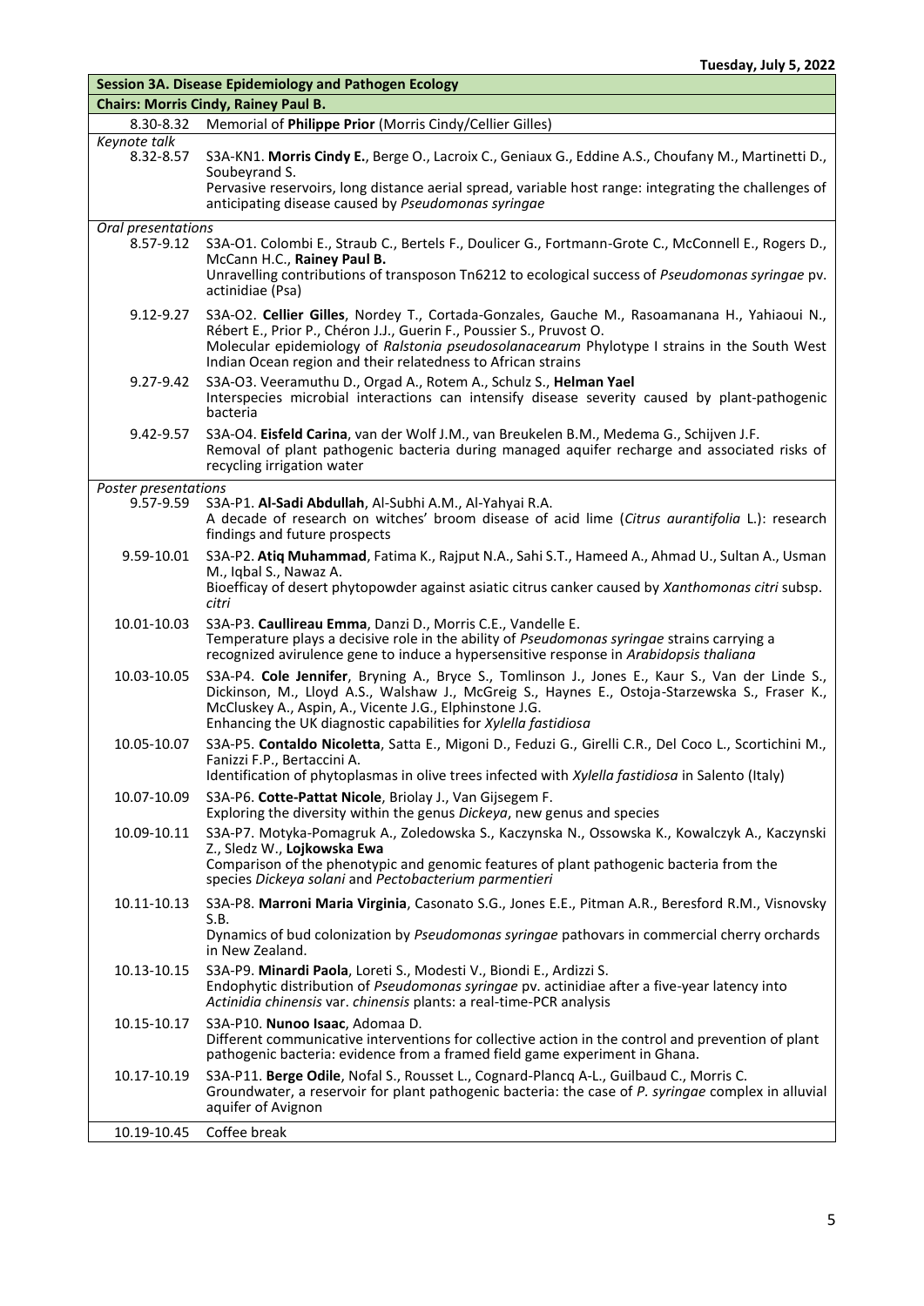**Tuesday, July 5, 2022**

| **Session 3A. Disease Epidemiology and Pathogen Ecology** | |
|---|---|
| **Chairs: Morris Cindy, Rainey Paul B.** | |
| 8.30-8.32 | Memorial of **Philippe Prior** (Morris Cindy/Cellier Gilles) |
| *Keynote talk* | |
| 8.32-8.57 | S3A-KN1. **Morris Cindy E.**, Berge O., Lacroix C., Geniaux G., Eddine A.S., Choufany M., Martinetti D., Soubeyrand S.<br>Pervasive reservoirs, long distance aerial spread, variable host range: integrating the challenges of anticipating disease caused by *Pseudomonas syringae* |
| *Oral presentations* | |
| 8.57-9.12 | S3A-O1. Colombi E., Straub C., Bertels F., Doulicer G., Fortmann-Grote C., McConnell E., Rogers D., McCann H.C., **Rainey Paul B.**<br>Unravelling contributions of transposon Tn6212 to ecological success of *Pseudomonas syringae* pv. actinidiae (Psa) |
| 9.12-9.27 | S3A-O2. **Cellier Gilles**, Nordey T., Cortada-Gonzales, Gauche M., Rasoamanana H., Yahiaoui N., Rébert E., Prior P., Chéron J.J., Guerin F., Poussier S., Pruvost O.<br>Molecular epidemiology of *Ralstonia pseudosolanacearum* Phylotype I strains in the South West Indian Ocean region and their relatedness to African strains |
| 9.27-9.42 | S3A-O3. Veeramuthu D., Orgad A., Rotem A., Schulz S., **Helman Yael**<br>Interspecies microbial interactions can intensify disease severity caused by plant-pathogenic bacteria |
| 9.42-9.57 | S3A-O4. **Eisfeld Carina**, van der Wolf J.M., van Breukelen B.M., Medema G., Schijven J.F.<br>Removal of plant pathogenic bacteria during managed aquifer recharge and associated risks of recycling irrigation water |
| *Poster presentations* | |
| 9.57-9.59 | S3A-P1. **Al-Sadi Abdullah**, Al-Subhi A.M., Al-Yahyai R.A.<br>A decade of research on witches' broom disease of acid lime (*Citrus aurantifolia* L.): research findings and future prospects |
| 9.59-10.01 | S3A-P2. **Atiq Muhammad**, Fatima K., Rajput N.A., Sahi S.T., Hameed A., Ahmad U., Sultan A., Usman M., Iqbal S., Nawaz A.<br>Bioefficay of desert phytopowder against asiatic citrus canker caused by *Xanthomonas citri* subsp. *citri* |
| 10.01-10.03 | S3A-P3. **Caullireau Emma**, Danzi D., Morris C.E., Vandelle E.<br>Temperature plays a decisive role in the ability of *Pseudomonas syringae* strains carrying a recognized avirulence gene to induce a hypersensitive response in *Arabidopsis thaliana* |
| 10.03-10.05 | S3A-P4. **Cole Jennifer**, Bryning A., Bryce S., Tomlinson J., Jones E., Kaur S., Van der Linde S., Dickinson, M., Lloyd A.S., Walshaw J., McGreig S., Haynes E., Ostoja-Starzewska S., Fraser K., McCluskey A., Aspin, A., Vicente J.G., Elphinstone J.G.<br>Enhancing the UK diagnostic capabilities for *Xylella fastidiosa* |
| 10.05-10.07 | S3A-P5. **Contaldo Nicoletta**, Satta E., Migoni D., Feduzi G., Girelli C.R., Del Coco L., Scortichini M., Fanizzi F.P., Bertaccini A.<br>Identification of phytoplasmas in olive trees infected with *Xylella fastidiosa* in Salento (Italy) |
| 10.07-10.09 | S3A-P6. **Cotte-Pattat Nicole**, Briolay J., Van Gijsegem F.<br>Exploring the diversity within the genus *Dickeya*, new genus and species |
| 10.09-10.11 | S3A-P7. Motyka-Pomagruk A., Zoledowska S., Kaczynska N., Ossowska K., Kowalczyk A., Kaczynski Z., Sledz W., **Lojkowska Ewa**<br>Comparison of the phenotypic and genomic features of plant pathogenic bacteria from the species *Dickeya solani* and *Pectobacterium parmentieri* |
| 10.11-10.13 | S3A-P8. **Marroni Maria Virginia**, Casonato S.G., Jones E.E., Pitman A.R., Beresford R.M., Visnovsky S.B.<br>Dynamics of bud colonization by *Pseudomonas syringae* pathovars in commercial cherry orchards in New Zealand. |
| 10.13-10.15 | S3A-P9. **Minardi Paola**, Loreti S., Modesti V., Biondi E., Ardizzi S.<br>Endophytic distribution of *Pseudomonas syringae* pv. actinidiae after a five-year latency into *Actinidia chinensis* var. *chinensis* plants: a real-time-PCR analysis |
| 10.15-10.17 | S3A-P10. **Nunoo Isaac**, Adomaa D.<br>Different communicative interventions for collective action in the control and prevention of plant pathogenic bacteria: evidence from a framed field game experiment in Ghana. |
| 10.17-10.19 | S3A-P11. **Berge Odile**, Nofal S., Rousset L., Cognard-Plancq A-L., Guilbaud C., Morris C.<br>Groundwater, a reservoir for plant pathogenic bacteria: the case of *P. syringae* complex in alluvial aquifer of Avignon |
| 10.19-10.45 | Coffee break |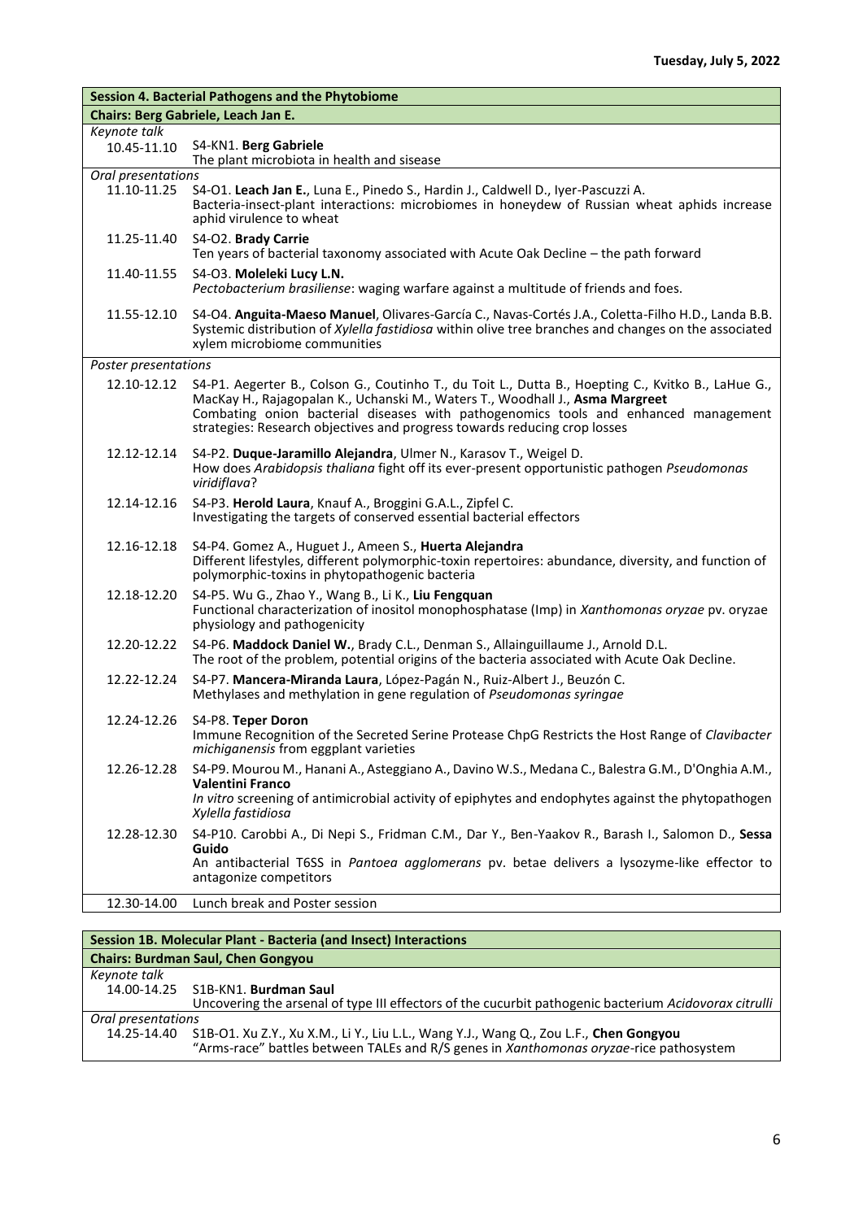**Tuesday, July 5, 2022**

| **Session 4. Bacterial Pathogens and the Phytobiome** | |
|---|---|
| **Chairs: Berg Gabriele, Leach Jan E.** | |
| *Keynote talk* | |
| 10.45-11.10 | S4-KN1. **Berg Gabriele**<br>The plant microbiota in health and sisease |
| *Oral presentations* | |
| 11.10-11.25 | S4-O1. **Leach Jan E.**, Luna E., Pinedo S., Hardin J., Caldwell D., Iyer-Pascuzzi A.<br>Bacteria-insect-plant interactions: microbiomes in honeydew of Russian wheat aphids increase aphid virulence to wheat |
| 11.25-11.40 | S4-O2. **Brady Carrie**<br>Ten years of bacterial taxonomy associated with Acute Oak Decline – the path forward |
| 11.40-11.55 | S4-O3. **Moleleki Lucy L.N.**<br>*Pectobacterium brasiliense*: waging warfare against a multitude of friends and foes. |
| 11.55-12.10 | S4-O4. **Anguita-Maeso Manuel**, Olivares-García C., Navas-Cortés J.A., Coletta-Filho H.D., Landa B.B.<br>Systemic distribution of *Xylella fastidiosa* within olive tree branches and changes on the associated xylem microbiome communities |
| *Poster presentations* | |
| 12.10-12.12 | S4-P1. Aegerter B., Colson G., Coutinho T., du Toit L., Dutta B., Hoepting C., Kvitko B., LaHue G., MacKay H., Rajagopalan K., Uchanski M., Waters T., Woodhall J., **Asma Margreet**<br>Combating onion bacterial diseases with pathogenomics tools and enhanced management strategies: Research objectives and progress towards reducing crop losses |
| 12.12-12.14 | S4-P2. **Duque-Jaramillo Alejandra**, Ulmer N., Karasov T., Weigel D.<br>How does *Arabidopsis thaliana* fight off its ever-present opportunistic pathogen *Pseudomonas viridiflava*? |
| 12.14-12.16 | S4-P3. **Herold Laura**, Knauf A., Broggini G.A.L., Zipfel C.<br>Investigating the targets of conserved essential bacterial effectors |
| 12.16-12.18 | S4-P4. Gomez A., Huguet J., Ameen S., **Huerta Alejandra**<br>Different lifestyles, different polymorphic-toxin repertoires: abundance, diversity, and function of polymorphic-toxins in phytopathogenic bacteria |
| 12.18-12.20 | S4-P5. Wu G., Zhao Y., Wang B., Li K., **Liu Fengquan**<br>Functional characterization of inositol monophosphatase (Imp) in *Xanthomonas oryzae* pv. oryzae physiology and pathogenicity |
| 12.20-12.22 | S4-P6. **Maddock Daniel W.**, Brady C.L., Denman S., Allainguillaume J., Arnold D.L.<br>The root of the problem, potential origins of the bacteria associated with Acute Oak Decline. |
| 12.22-12.24 | S4-P7. **Mancera-Miranda Laura**, López-Pagán N., Ruiz-Albert J., Beuzón C.<br>Methylases and methylation in gene regulation of *Pseudomonas syringae* |
| 12.24-12.26 | S4-P8. **Teper Doron**<br>Immune Recognition of the Secreted Serine Protease ChpG Restricts the Host Range of *Clavibacter michiganensis* from eggplant varieties |
| 12.26-12.28 | S4-P9. Mourou M., Hanani A., Asteggiano A., Davino W.S., Medana C., Balestra G.M., D'Onghia A.M., **Valentini Franco**<br>*In vitro* screening of antimicrobial activity of epiphytes and endophytes against the phytopathogen *Xylella fastidiosa* |
| 12.28-12.30 | S4-P10. Carobbi A., Di Nepi S., Fridman C.M., Dar Y., Ben-Yaakov R., Barash I., Salomon D., **Sessa Guido**<br>An antibacterial T6SS in *Pantoea agglomerans* pv. betae delivers a lysozyme-like effector to antagonize competitors |
| 12.30-14.00 | Lunch break and Poster session |

| **Session 1B. Molecular Plant - Bacteria (and Insect) Interactions** | |
|---|---|
| **Chairs: Burdman Saul, Chen Gongyou** | |
| *Keynote talk* | |
| 14.00-14.25 | S1B-KN1. **Burdman Saul**<br>Uncovering the arsenal of type III effectors of the cucurbit pathogenic bacterium *Acidovorax citrulli* |
| *Oral presentations* | |
| 14.25-14.40 | S1B-O1. Xu Z.Y., Xu X.M., Li Y., Liu L.L., Wang Y.J., Wang Q., Zou L.F., **Chen Gongyou**<br>"Arms-race" battles between TALEs and R/S genes in *Xanthomonas oryzae*-rice pathosystem |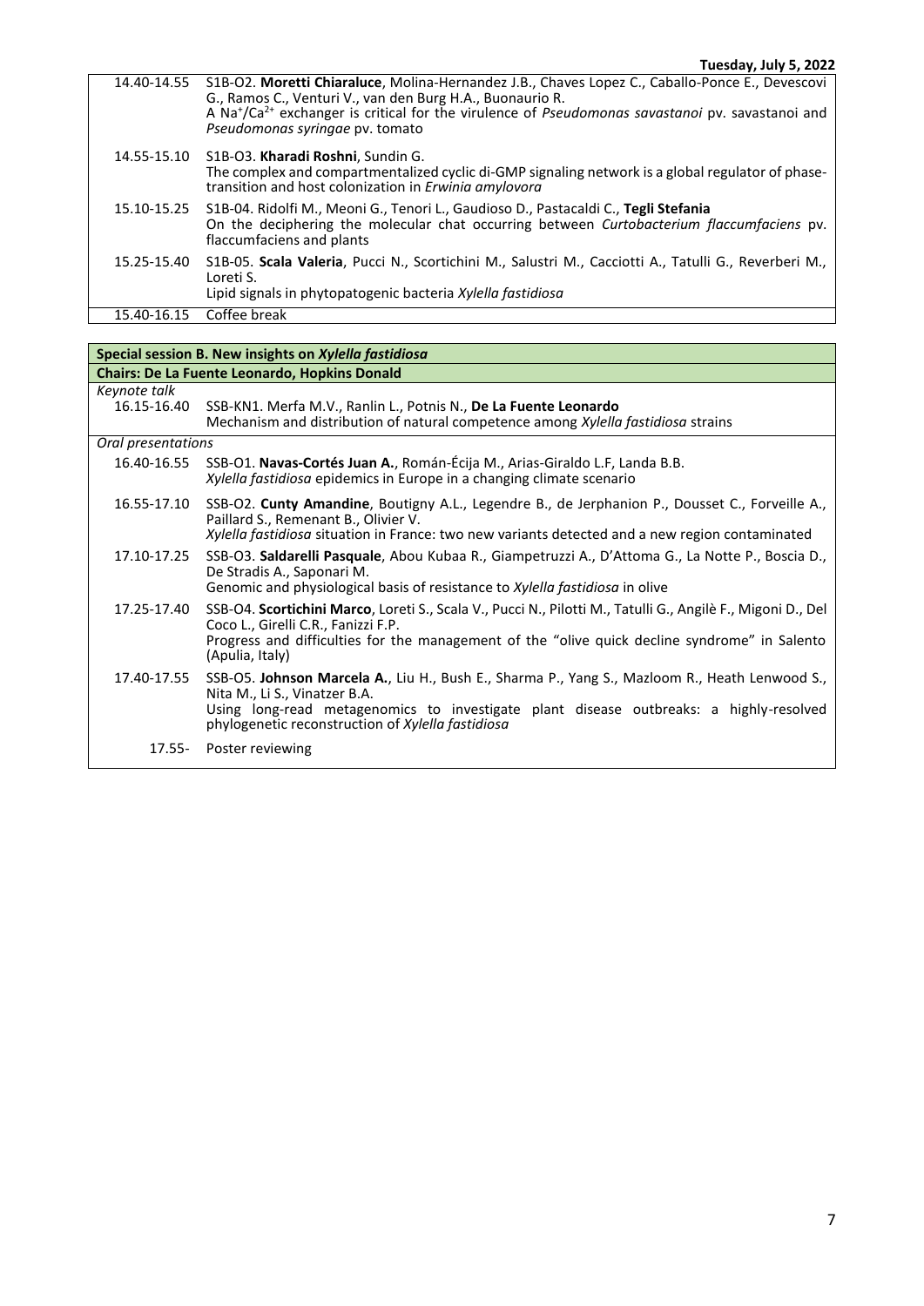Tuesday, July 5, 2022

| | |
|---|---|
| 14.40-14.55 | S1B-O2. **Moretti Chiaraluce**, Molina-Hernandez J.B., Chaves Lopez C., Caballo-Ponce E., Devescovi G., Ramos C., Venturi V., van den Burg H.A., Buonaurio R.<br>A $Na^+/Ca^{2+}$ exchanger is critical for the virulence of *Pseudomonas savastanoi* pv. savastanoi and *Pseudomonas syringae* pv. tomato |
| 14.55-15.10 | S1B-O3. **Kharadi Roshni**, Sundin G.<br>The complex and compartmentalized cyclic di-GMP signaling network is a global regulator of phase-transition and host colonization in *Erwinia amylovora* |
| 15.10-15.25 | S1B-04. Ridolfi M., Meoni G., Tenori L., Gaudioso D., Pastacaldi C., **Tegli Stefania**<br>On the deciphering the molecular chat occurring between *Curtobacterium flaccumfaciens* pv. flaccumfaciens and plants |
| 15.25-15.40 | S1B-05. **Scala Valeria**, Pucci N., Scortichini M., Salustri M., Cacciotti A., Tatulli G., Reverberi M., Loreti S.<br>Lipid signals in phytopatogenic bacteria *Xylella fastidiosa* |
| 15.40-16.15 | Coffee break |

| | |
|---|---|
| **Special session B. New insights on *Xylella fastidiosa*** | |
| **Chairs: De La Fuente Leonardo, Hopkins Donald** | |
| *Keynote talk* | |
| 16.15-16.40 | SSB-KN1. Merfa M.V., Ranlin L., Potnis N., **De La Fuente Leonardo**<br>Mechanism and distribution of natural competence among *Xylella fastidiosa* strains |
| *Oral presentations* | |
| 16.40-16.55 | SSB-O1. **Navas-Cortés Juan A.**, Román-Écija M., Arias-Giraldo L.F, Landa B.B.<br>*Xylella fastidiosa* epidemics in Europe in a changing climate scenario |
| 16.55-17.10 | SSB-O2. **Cunty Amandine**, Boutigny A.L., Legendre B., de Jerphanion P., Dousset C., Forveille A., Paillard S., Remenant B., Olivier V.<br>*Xylella fastidiosa* situation in France: two new variants detected and a new region contaminated |
| 17.10-17.25 | SSB-O3. **Saldarelli Pasquale**, Abou Kubaa R., Giampetruzzi A., D'Attoma G., La Notte P., Boscia D., De Stradis A., Saponari M.<br>Genomic and physiological basis of resistance to *Xylella fastidiosa* in olive |
| 17.25-17.40 | SSB-O4. **Scortichini Marco**, Loreti S., Scala V., Pucci N., Pilotti M., Tatulli G., Angilè F., Migoni D., Del Coco L., Girelli C.R., Fanizzi F.P.<br>Progress and difficulties for the management of the "olive quick decline syndrome" in Salento (Apulia, Italy) |
| 17.40-17.55 | SSB-O5. **Johnson Marcela A.**, Liu H., Bush E., Sharma P., Yang S., Mazloom R., Heath Lenwood S., Nita M., Li S., Vinatzer B.A.<br>Using long-read metagenomics to investigate plant disease outbreaks: a highly-resolved phylogenetic reconstruction of *Xylella fastidiosa* |
| 17.55- | Poster reviewing |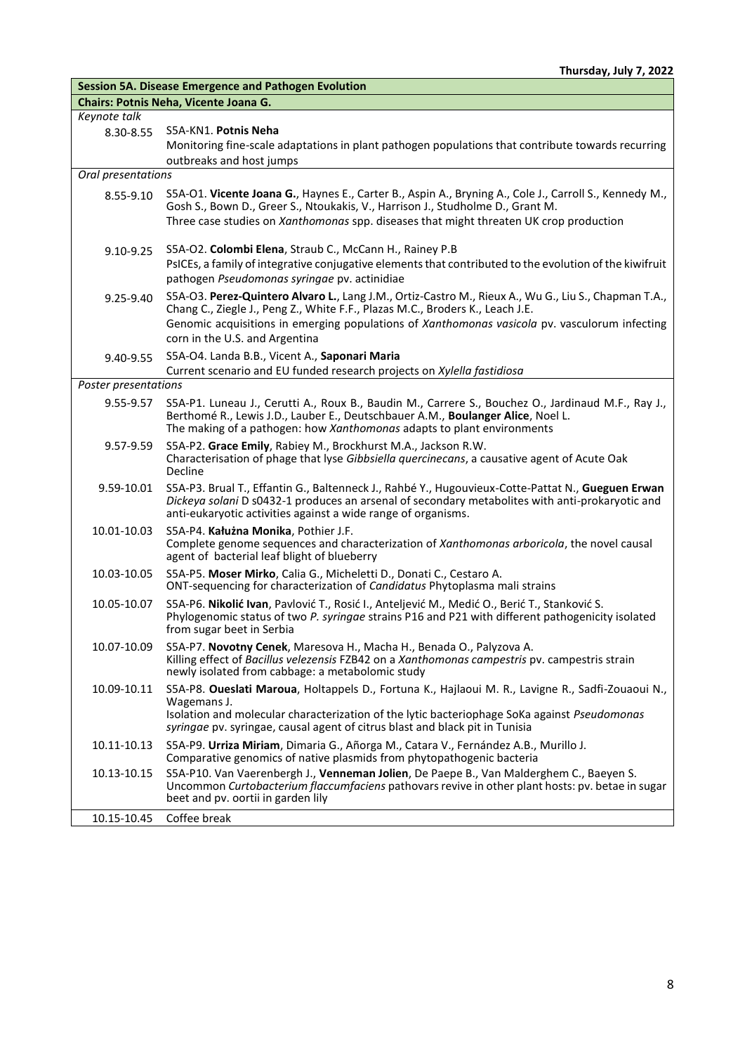**Thursday, July 7, 2022**

| **Session 5A. Disease Emergence and Pathogen Evolution** | |
|---|---|
| **Chairs: Potnis Neha, Vicente Joana G.** | |
| *Keynote talk* | |
| 8.30-8.55 | S5A-KN1. **Potnis Neha**<br>Monitoring fine-scale adaptations in plant pathogen populations that contribute towards recurring outbreaks and host jumps |
| *Oral presentations* | |
| 8.55-9.10 | S5A-O1. **Vicente Joana G.**, Haynes E., Carter B., Aspin A., Bryning A., Cole J., Carroll S., Kennedy M., Gosh S., Bown D., Greer S., Ntoukakis, V., Harrison J., Studholme D., Grant M.<br>Three case studies on *Xanthomonas* spp. diseases that might threaten UK crop production |
| 9.10-9.25 | S5A-O2. **Colombi Elena**, Straub C., McCann H., Rainey P.B<br>PsICEs, a family of integrative conjugative elements that contributed to the evolution of the kiwifruit pathogen *Pseudomonas syringae* pv. actinidiae |
| 9.25-9.40 | S5A-O3. **Perez-Quintero Alvaro L.**, Lang J.M., Ortiz-Castro M., Rieux A., Wu G., Liu S., Chapman T.A., Chang C., Ziegle J., Peng Z., White F.F., Plazas M.C., Broders K., Leach J.E.<br>Genomic acquisitions in emerging populations of *Xanthomonas vasicola* pv. vasculorum infecting corn in the U.S. and Argentina |
| 9.40-9.55 | S5A-O4. Landa B.B., Vicent A., **Saponari Maria**<br>Current scenario and EU funded research projects on *Xylella fastidiosa* |
| *Poster presentations* | |
| 9.55-9.57 | S5A-P1. Luneau J., Cerutti A., Roux B., Baudin M., Carrere S., Bouchez O., Jardinaud M.F., Ray J., Berthomé R., Lewis J.D., Lauber E., Deutschbauer A.M., **Boulanger Alice**, Noel L.<br>The making of a pathogen: how *Xanthomonas* adapts to plant environments |
| 9.57-9.59 | S5A-P2. **Grace Emily**, Rabiey M., Brockhurst M.A., Jackson R.W.<br>Characterisation of phage that lyse *Gibbsiella quercinecans*, a causative agent of Acute Oak Decline |
| 9.59-10.01 | S5A-P3. Brual T., Effantin G., Baltenneck J., Rahbé Y., Hugouvieux-Cotte-Pattat N., **Gueguen Erwan**<br>*Dickeya solani* D s0432-1 produces an arsenal of secondary metabolites with anti-prokaryotic and anti-eukaryotic activities against a wide range of organisms. |
| 10.01-10.03 | S5A-P4. **Kałużna Monika**, Pothier J.F.<br>Complete genome sequences and characterization of *Xanthomonas arboricola*, the novel causal agent of bacterial leaf blight of blueberry |
| 10.03-10.05 | S5A-P5. **Moser Mirko**, Calia G., Micheletti D., Donati C., Cestaro A.<br>ONT-sequencing for characterization of *Candidatus* Phytoplasma mali strains |
| 10.05-10.07 | S5A-P6. **Nikolić Ivan**, Pavlović T., Rosić I., Anteljević M., Medić O., Berić T., Stanković S.<br>Phylogenomic status of two *P. syringae* strains P16 and P21 with different pathogenicity isolated from sugar beet in Serbia |
| 10.07-10.09 | S5A-P7. **Novotny Cenek**, Maresova H., Macha H., Benada O., Palyzova A.<br>Killing effect of *Bacillus velezensis* FZB42 on a *Xanthomonas campestris* pv. campestris strain newly isolated from cabbage: a metabolomic study |
| 10.09-10.11 | S5A-P8. **Oueslati Maroua**, Holtappels D., Fortuna K., Hajlaoui M. R., Lavigne R., Sadfi-Zouaoui N., Wagemans J.<br>Isolation and molecular characterization of the lytic bacteriophage SoKa against *Pseudomonas syringae* pv. syringae, causal agent of citrus blast and black pit in Tunisia |
| 10.11-10.13 | S5A-P9. **Urriza Miriam**, Dimaria G., Añorga M., Catara V., Fernández A.B., Murillo J.<br>Comparative genomics of native plasmids from phytopathogenic bacteria |
| 10.13-10.15 | S5A-P10. Van Vaerenbergh J., **Venneman Jolien**, De Paepe B., Van Malderghem C., Baeyen S.<br>Uncommon *Curtobacterium flaccumfaciens* pathovars revive in other plant hosts: pv. betae in sugar beet and pv. oortii in garden lily |
| 10.15-10.45 | Coffee break |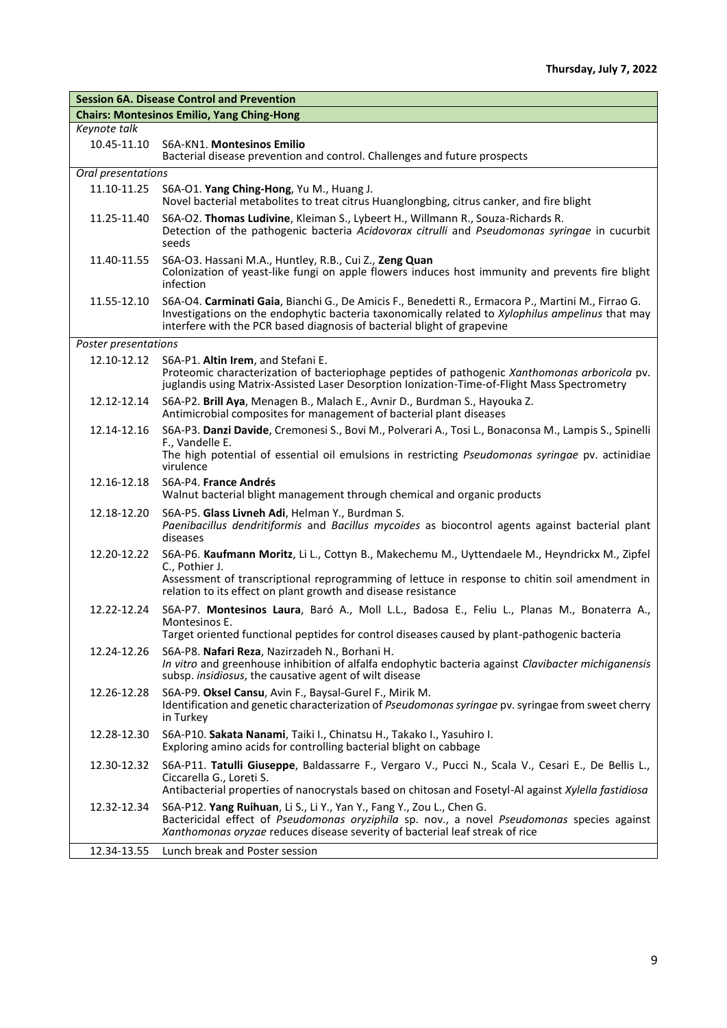**Thursday, July 7, 2022**

| **Session 6A. Disease Control and Prevention** | |
|---|---|
| **Chairs: Montesinos Emilio, Yang Ching-Hong** | |
| *Keynote talk* | |
| 10.45-11.10 | S6A-KN1. **Montesinos Emilio**<br>Bacterial disease prevention and control. Challenges and future prospects |
| *Oral presentations* | |
| 11.10-11.25 | S6A-O1. **Yang Ching-Hong**, Yu M., Huang J.<br>Novel bacterial metabolites to treat citrus Huanglongbing, citrus canker, and fire blight |
| 11.25-11.40 | S6A-O2. **Thomas Ludivine**, Kleiman S., Lybeert H., Willmann R., Souza-Richards R.<br>Detection of the pathogenic bacteria *Acidovorax citrulli* and *Pseudomonas syringae* in cucurbit seeds |
| 11.40-11.55 | S6A-O3. Hassani M.A., Huntley, R.B., Cui Z., **Zeng Quan**<br>Colonization of yeast-like fungi on apple flowers induces host immunity and prevents fire blight infection |
| 11.55-12.10 | S6A-O4. **Carminati Gaia**, Bianchi G., De Amicis F., Benedetti R., Ermacora P., Martini M., Firrao G.<br>Investigations on the endophytic bacteria taxonomically related to *Xylophilus ampelinus* that may interfere with the PCR based diagnosis of bacterial blight of grapevine |
| *Poster presentations* | |
| 12.10-12.12 | S6A-P1. **Altin Irem**, and Stefani E.<br>Proteomic characterization of bacteriophage peptides of pathogenic *Xanthomonas arboricola* pv. juglandis using Matrix-Assisted Laser Desorption Ionization-Time-of-Flight Mass Spectrometry |
| 12.12-12.14 | S6A-P2. **Brill Aya**, Menagen B., Malach E., Avnir D., Burdman S., Hayouka Z.<br>Antimicrobial composites for management of bacterial plant diseases |
| 12.14-12.16 | S6A-P3. **Danzi Davide**, Cremonesi S., Bovi M., Polverari A., Tosi L., Bonaconsa M., Lampis S., Spinelli F., Vandelle E.<br>The high potential of essential oil emulsions in restricting *Pseudomonas syringae* pv. actinidiae virulence |
| 12.16-12.18 | S6A-P4. **France Andrés**<br>Walnut bacterial blight management through chemical and organic products |
| 12.18-12.20 | S6A-P5. **Glass Livneh Adi**, Helman Y., Burdman S.<br>*Paenibacillus dendritiformis* and *Bacillus mycoides* as biocontrol agents against bacterial plant diseases |
| 12.20-12.22 | S6A-P6. **Kaufmann Moritz**, Li L., Cottyn B., Makechemu M., Uyttendaele M., Heyndrickx M., Zipfel C., Pothier J.<br>Assessment of transcriptional reprogramming of lettuce in response to chitin soil amendment in relation to its effect on plant growth and disease resistance |
| 12.22-12.24 | S6A-P7. **Montesinos Laura**, Baró A., Moll L.L., Badosa E., Feliu L., Planas M., Bonaterra A., Montesinos E.<br>Target oriented functional peptides for control diseases caused by plant-pathogenic bacteria |
| 12.24-12.26 | S6A-P8. **Nafari Reza**, Nazirzadeh N., Borhani H.<br>*In vitro* and greenhouse inhibition of alfalfa endophytic bacteria against *Clavibacter michiganensis* subsp. *insidiosus*, the causative agent of wilt disease |
| 12.26-12.28 | S6A-P9. **Oksel Cansu**, Avin F., Baysal-Gurel F., Mirik M.<br>Identification and genetic characterization of *Pseudomonas syringae* pv. syringae from sweet cherry in Turkey |
| 12.28-12.30 | S6A-P10. **Sakata Nanami**, Taiki I., Chinatsu H., Takako I., Yasuhiro I.<br>Exploring amino acids for controlling bacterial blight on cabbage |
| 12.30-12.32 | S6A-P11. **Tatulli Giuseppe**, Baldassarre F., Vergaro V., Pucci N., Scala V., Cesari E., De Bellis L., Ciccarella G., Loreti S.<br>Antibacterial properties of nanocrystals based on chitosan and Fosetyl-Al against *Xylella fastidiosa* |
| 12.32-12.34 | S6A-P12. **Yang Ruihuan**, Li S., Li Y., Yan Y., Fang Y., Zou L., Chen G.<br>Bactericidal effect of *Pseudomonas oryziphila* sp. nov., a novel *Pseudomonas* species against *Xanthomonas oryzae* reduces disease severity of bacterial leaf streak of rice |
| 12.34-13.55 | Lunch break and Poster session |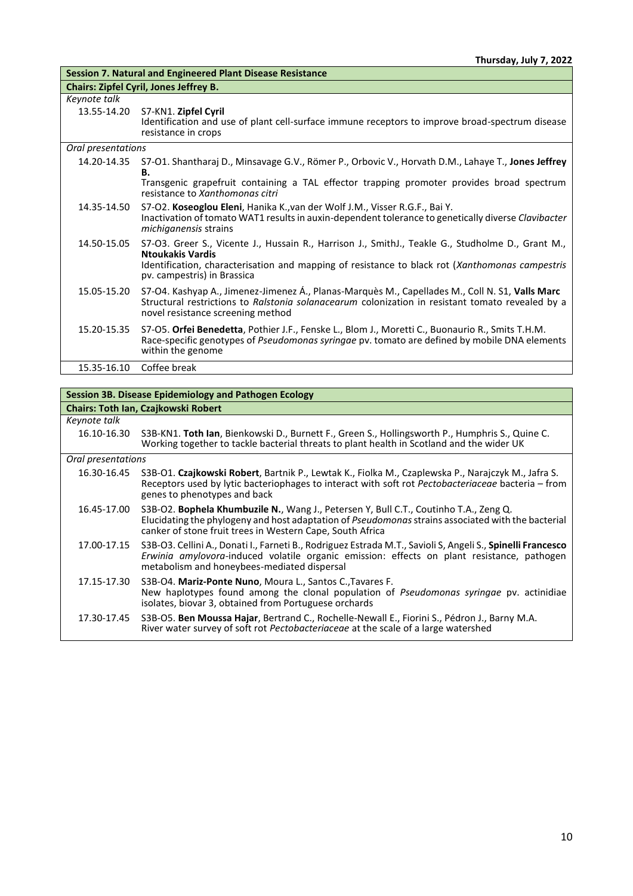**Thursday, July 7, 2022**

## Session 7. Natural and Engineered Plant Disease Resistance

**Chairs: Zipfel Cyril, Jones Jeffrey B.**

*Keynote talk*

| | |
|---|---|
| 13.55-14.20 | S7-KN1. **Zipfel Cyril**<br>Identification and use of plant cell-surface immune receptors to improve broad-spectrum disease resistance in crops |

*Oral presentations*

| | |
|---|---|
| 14.20-14.35 | S7-O1. Shantharaj D., Minsavage G.V., Römer P., Orbovic V., Horvath D.M., Lahaye T., **Jones Jeffrey B.**<br>Transgenic grapefruit containing a TAL effector trapping promoter provides broad spectrum resistance to *Xanthomonas citri* |
| 14.35-14.50 | S7-O2. **Koseoglou Eleni**, Hanika K.,van der Wolf J.M., Visser R.G.F., Bai Y.<br>Inactivation of tomato WAT1 results in auxin-dependent tolerance to genetically diverse *Clavibacter michiganensis* strains |
| 14.50-15.05 | S7-O3. Greer S., Vicente J., Hussain R., Harrison J., SmithJ., Teakle G., Studholme D., Grant M., **Ntoukakis Vardis**<br>Identification, characterisation and mapping of resistance to black rot (*Xanthomonas campestris* pv. campestris) in Brassica |
| 15.05-15.20 | S7-O4. Kashyap A., Jimenez-Jimenez Á., Planas-Marquès M., Capellades M., Coll N. S1, **Valls Marc**<br>Structural restrictions to *Ralstonia solanacearum* colonization in resistant tomato revealed by a novel resistance screening method |
| 15.20-15.35 | S7-O5. **Orfei Benedetta**, Pothier J.F., Fenske L., Blom J., Moretti C., Buonaurio R., Smits T.H.M.<br>Race-specific genotypes of *Pseudomonas syringae* pv. tomato are defined by mobile DNA elements within the genome |
| 15.35-16.10 | Coffee break |

## Session 3B. Disease Epidemiology and Pathogen Ecology

**Chairs: Toth Ian, Czajkowski Robert**

*Keynote talk*

| | |
|---|---|
| 16.10-16.30 | S3B-KN1. **Toth Ian**, Bienkowski D., Burnett F., Green S., Hollingsworth P., Humphris S., Quine C.<br>Working together to tackle bacterial threats to plant health in Scotland and the wider UK |

*Oral presentations*

| | |
|---|---|
| 16.30-16.45 | S3B-O1. **Czajkowski Robert**, Bartnik P., Lewtak K., Fiolka M., Czaplewska P., Narajczyk M., Jafra S.<br>Receptors used by lytic bacteriophages to interact with soft rot *Pectobacteriaceae* bacteria – from genes to phenotypes and back |
| 16.45-17.00 | S3B-O2. **Bophela Khumbuzile N.**, Wang J., Petersen Y, Bull C.T., Coutinho T.A., Zeng Q.<br>Elucidating the phylogeny and host adaptation of *Pseudomonas* strains associated with the bacterial canker of stone fruit trees in Western Cape, South Africa |
| 17.00-17.15 | S3B-O3. Cellini A., Donati I., Farneti B., Rodriguez Estrada M.T., Savioli S, Angeli S., **Spinelli Francesco**<br>*Erwinia amylovora*-induced volatile organic emission: effects on plant resistance, pathogen metabolism and honeybees-mediated dispersal |
| 17.15-17.30 | S3B-O4. **Mariz-Ponte Nuno**, Moura L., Santos C.,Tavares F.<br>New haplotypes found among the clonal population of *Pseudomonas syringae* pv. actinidiae isolates, biovar 3, obtained from Portuguese orchards |
| 17.30-17.45 | S3B-O5. **Ben Moussa Hajar**, Bertrand C., Rochelle-Newall E., Fiorini S., Pédron J., Barny M.A.<br>River water survey of soft rot *Pectobacteriaceae* at the scale of a large watershed |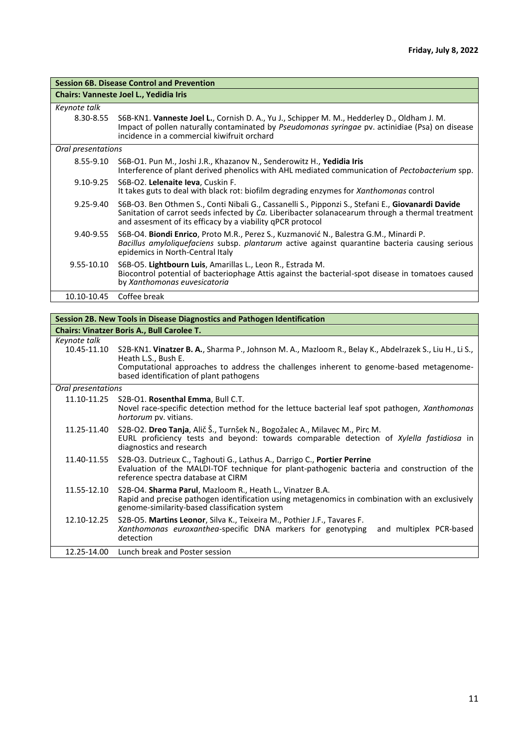**Friday, July 8, 2022**

## Session 6B. Disease Control and Prevention

**Chairs: Vanneste Joel L., Yedidia Iris**

*Keynote talk*

| | |
|---|---|
| 8.30-8.55 | S6B-KN1. **Vanneste Joel L.**, Cornish D. A., Yu J., Schipper M. M., Hedderley D., Oldham J. M.<br>Impact of pollen naturally contaminated by *Pseudomonas syringae* pv. actinidiae (Psa) on disease incidence in a commercial kiwifruit orchard |

*Oral presentations*

| | |
|---|---|
| 8.55-9.10 | S6B-O1. Pun M., Joshi J.R., Khazanov N., Senderowitz H., **Yedidia Iris**<br>Interference of plant derived phenolics with AHL mediated communication of *Pectobacterium* spp. |
| 9.10-9.25 | S6B-O2. **Lelenaite Ieva**, Cuskin F.<br>It takes guts to deal with black rot: biofilm degrading enzymes for *Xanthomonas* control |
| 9.25-9.40 | S6B-O3. Ben Othmen S., Conti Nibali G., Cassanelli S., Pipponzi S., Stefani E., **Giovanardi Davide**<br>Sanitation of carrot seeds infected by *Ca.* Liberibacter solanacearum through a thermal treatment and assesment of its efficacy by a viability qPCR protocol |
| 9.40-9.55 | S6B-O4. **Biondi Enrico**, Proto M.R., Perez S., Kuzmanović N., Balestra G.M., Minardi P.<br>*Bacillus amyloliquefaciens* subsp. *plantarum* active against quarantine bacteria causing serious epidemics in North-Central Italy |
| 9.55-10.10 | S6B-O5. **Lightbourn Luis**, Amarillas L., Leon R., Estrada M.<br>Biocontrol potential of bacteriophage Attis against the bacterial-spot disease in tomatoes caused by *Xanthomonas euvesicatoria* |
| 10.10-10.45 | Coffee break |

## Session 2B. New Tools in Disease Diagnostics and Pathogen Identification

**Chairs: Vinatzer Boris A., Bull Carolee T.**

*Keynote talk*

| | |
|---|---|
| 10.45-11.10 | S2B-KN1. **Vinatzer B. A.**, Sharma P., Johnson M. A., Mazloom R., Belay K., Abdelrazek S., Liu H., Li S., Heath L.S., Bush E.<br>Computational approaches to address the challenges inherent to genome-based metagenome-based identification of plant pathogens |

*Oral presentations*

| | |
|---|---|
| 11.10-11.25 | S2B-O1. **Rosenthal Emma**, Bull C.T.<br>Novel race-specific detection method for the lettuce bacterial leaf spot pathogen, *Xanthomonas hortorum* pv. vitians. |
| 11.25-11.40 | S2B-O2. **Dreo Tanja**, Alič Š., Turnšek N., Bogožalec A., Milavec M., Pirc M.<br>EURL proficiency tests and beyond: towards comparable detection of *Xylella fastidiosa* in diagnostics and research |
| 11.40-11.55 | S2B-O3. Dutrieux C., Taghouti G., Lathus A., Darrigo C., **Portier Perrine**<br>Evaluation of the MALDI-TOF technique for plant-pathogenic bacteria and construction of the reference spectra database at CIRM |
| 11.55-12.10 | S2B-O4. **Sharma Parul**, Mazloom R., Heath L., Vinatzer B.A.<br>Rapid and precise pathogen identification using metagenomics in combination with an exclusively genome-similarity-based classification system |
| 12.10-12.25 | S2B-O5. **Martins Leonor**, Silva K., Teixeira M., Pothier J.F., Tavares F.<br>*Xanthomonas euroxanthea*-specific DNA markers for genotyping and multiplex PCR-based detection |
| 12.25-14.00 | Lunch break and Poster session |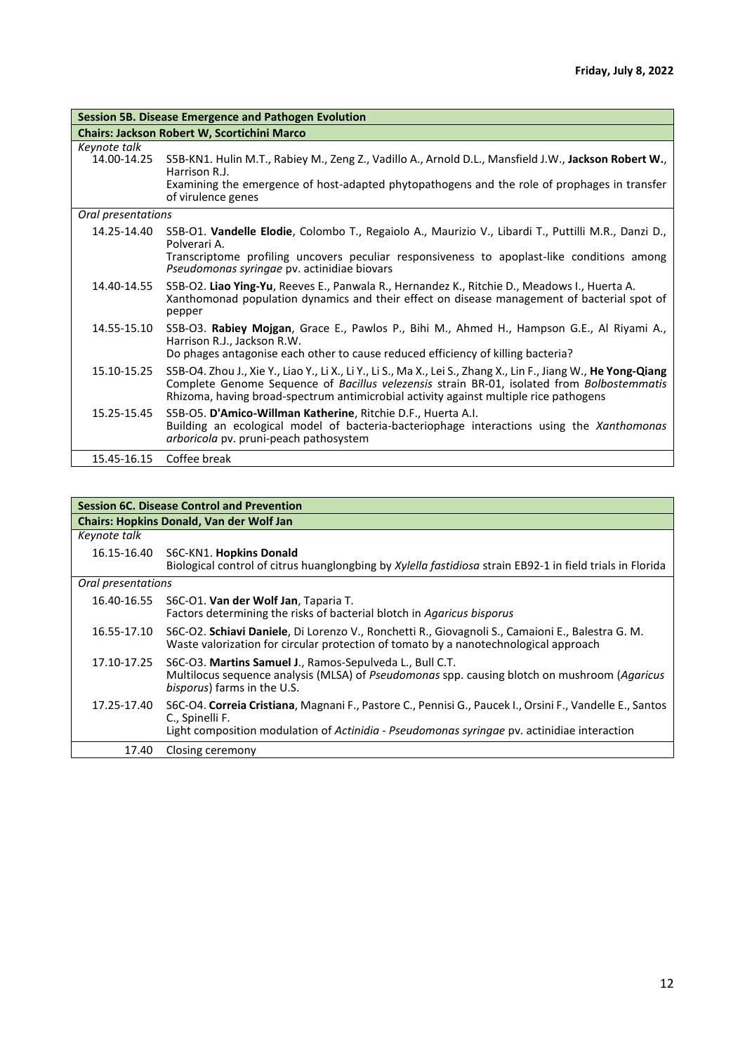**Friday, July 8, 2022**

| **Session 5B. Disease Emergence and Pathogen Evolution** | |
|---|---|
| **Chairs: Jackson Robert W, Scortichini Marco** | |
| *Keynote talk* | |
| 14.00-14.25 | S5B-KN1. Hulin M.T., Rabiey M., Zeng Z., Vadillo A., Arnold D.L., Mansfield J.W., **Jackson Robert W.**, Harrison R.J.<br>Examining the emergence of host-adapted phytopathogens and the role of prophages in transfer of virulence genes |
| *Oral presentations* | |
| 14.25-14.40 | S5B-O1. **Vandelle Elodie**, Colombo T., Regaiolo A., Maurizio V., Libardi T., Puttilli M.R., Danzi D., Polverari A.<br>Transcriptome profiling uncovers peculiar responsiveness to apoplast-like conditions among *Pseudomonas syringae* pv. actinidiae biovars |
| 14.40-14.55 | S5B-O2. **Liao Ying-Yu**, Reeves E., Panwala R., Hernandez K., Ritchie D., Meadows I., Huerta A.<br>Xanthomonad population dynamics and their effect on disease management of bacterial spot of pepper |
| 14.55-15.10 | S5B-O3. **Rabiey Mojgan**, Grace E., Pawlos P., Bihi M., Ahmed H., Hampson G.E., Al Riyami A., Harrison R.J., Jackson R.W.<br>Do phages antagonise each other to cause reduced efficiency of killing bacteria? |
| 15.10-15.25 | S5B-O4. Zhou J., Xie Y., Liao Y., Li X., Li Y., Li S., Ma X., Lei S., Zhang X., Lin F., Jiang W., **He Yong-Qiang**<br>Complete Genome Sequence of *Bacillus velezensis* strain BR-01, isolated from *Bolbostemmatis* Rhizoma, having broad-spectrum antimicrobial activity against multiple rice pathogens |
| 15.25-15.45 | S5B-O5. **D'Amico-Willman Katherine**, Ritchie D.F., Huerta A.I.<br>Building an ecological model of bacteria-bacteriophage interactions using the *Xanthomonas arboricola* pv. pruni-peach pathosystem |
| 15.45-16.15 | Coffee break |

| **Session 6C. Disease Control and Prevention** | |
|---|---|
| **Chairs: Hopkins Donald, Van der Wolf Jan** | |
| *Keynote talk* | |
| 16.15-16.40 | S6C-KN1. **Hopkins Donald**<br>Biological control of citrus huanglongbing by *Xylella fastidiosa* strain EB92-1 in field trials in Florida |
| *Oral presentations* | |
| 16.40-16.55 | S6C-O1. **Van der Wolf Jan**, Taparia T.<br>Factors determining the risks of bacterial blotch in *Agaricus bisporus* |
| 16.55-17.10 | S6C-O2. **Schiavi Daniele**, Di Lorenzo V., Ronchetti R., Giovagnoli S., Camaioni E., Balestra G. M.<br>Waste valorization for circular protection of tomato by a nanotechnological approach |
| 17.10-17.25 | S6C-O3. **Martins Samuel J.**, Ramos-Sepulveda L., Bull C.T.<br>Multilocus sequence analysis (MLSA) of *Pseudomonas* spp. causing blotch on mushroom (*Agaricus bisporus*) farms in the U.S. |
| 17.25-17.40 | S6C-O4. **Correia Cristiana**, Magnani F., Pastore C., Pennisi G., Paucek I., Orsini F., Vandelle E., Santos C., Spinelli F.<br>Light composition modulation of *Actinidia - Pseudomonas syringae* pv. actinidiae interaction |
| 17.40 | Closing ceremony |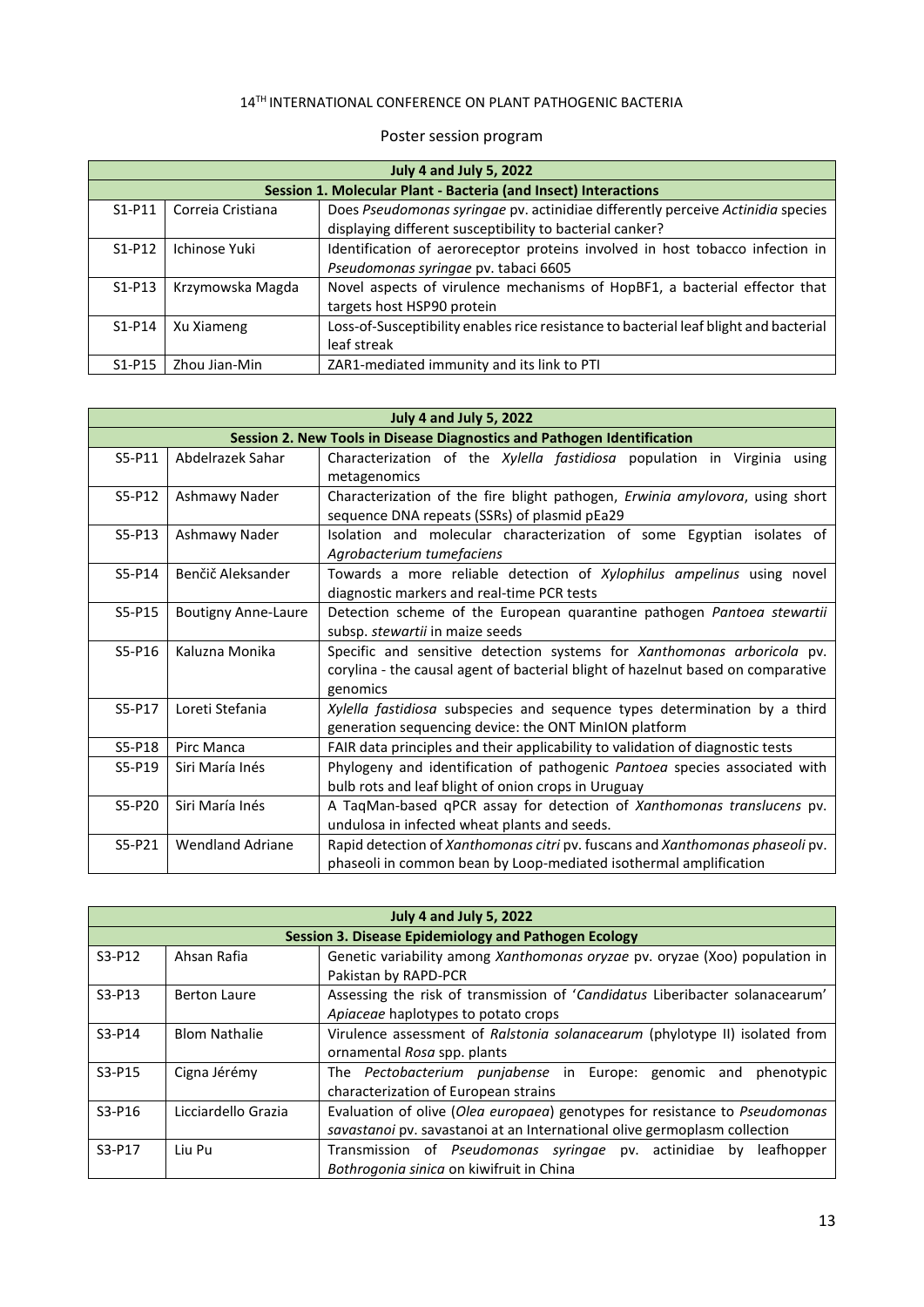14[TH] INTERNATIONAL CONFERENCE ON PLANT PATHOGENIC BACTERIA

Poster session program

| **July 4 and July 5, 2022** | | |
|---|---|---|
| **Session 1. Molecular Plant - Bacteria (and Insect) Interactions** | | |
| S1-P11 | Correia Cristiana | Does *Pseudomonas syringae* pv. actinidiae differently perceive *Actinidia* species displaying different susceptibility to bacterial canker? |
| S1-P12 | Ichinose Yuki | Identification of aeroreceptor proteins involved in host tobacco infection in *Pseudomonas syringae* pv. tabaci 6605 |
| S1-P13 | Krzymowska Magda | Novel aspects of virulence mechanisms of HopBF1, a bacterial effector that targets host HSP90 protein |
| S1-P14 | Xu Xiameng | Loss-of-Susceptibility enables rice resistance to bacterial leaf blight and bacterial leaf streak |
| S1-P15 | Zhou Jian-Min | ZAR1-mediated immunity and its link to PTI |

| **July 4 and July 5, 2022** | | |
|---|---|---|
| **Session 2. New Tools in Disease Diagnostics and Pathogen Identification** | | |
| S5-P11 | Abdelrazek Sahar | Characterization of the *Xylella fastidiosa* population in Virginia using metagenomics |
| S5-P12 | Ashmawy Nader | Characterization of the fire blight pathogen, *Erwinia amylovora*, using short sequence DNA repeats (SSRs) of plasmid pEa29 |
| S5-P13 | Ashmawy Nader | Isolation and molecular characterization of some Egyptian isolates of *Agrobacterium tumefaciens* |
| S5-P14 | Benčič Aleksander | Towards a more reliable detection of *Xylophilus ampelinus* using novel diagnostic markers and real-time PCR tests |
| S5-P15 | Boutigny Anne-Laure | Detection scheme of the European quarantine pathogen *Pantoea stewartii* subsp. *stewartii* in maize seeds |
| S5-P16 | Kaluzna Monika | Specific and sensitive detection systems for *Xanthomonas arboricola* pv. corylina - the causal agent of bacterial blight of hazelnut based on comparative genomics |
| S5-P17 | Loreti Stefania | *Xylella fastidiosa* subspecies and sequence types determination by a third generation sequencing device: the ONT MinION platform |
| S5-P18 | Pirc Manca | FAIR data principles and their applicability to validation of diagnostic tests |
| S5-P19 | Siri María Inés | Phylogeny and identification of pathogenic *Pantoea* species associated with bulb rots and leaf blight of onion crops in Uruguay |
| S5-P20 | Siri María Inés | A TaqMan-based qPCR assay for detection of *Xanthomonas translucens* pv. undulosa in infected wheat plants and seeds. |
| S5-P21 | Wendland Adriane | Rapid detection of *Xanthomonas citri* pv. fuscans and *Xanthomonas phaseoli* pv. phaseoli in common bean by Loop-mediated isothermal amplification |

| **July 4 and July 5, 2022** | | |
|---|---|---|
| **Session 3. Disease Epidemiology and Pathogen Ecology** | | |
| S3-P12 | Ahsan Rafia | Genetic variability among *Xanthomonas oryzae* pv. oryzae (Xoo) population in Pakistan by RAPD-PCR |
| S3-P13 | Berton Laure | Assessing the risk of transmission of '*Candidatus* Liberibacter solanacearum' *Apiaceae* haplotypes to potato crops |
| S3-P14 | Blom Nathalie | Virulence assessment of *Ralstonia solanacearum* (phylotype II) isolated from ornamental *Rosa* spp. plants |
| S3-P15 | Cigna Jérémy | The *Pectobacterium punjabense* in Europe: genomic and phenotypic characterization of European strains |
| S3-P16 | Licciardello Grazia | Evaluation of olive (*Olea europaea*) genotypes for resistance to *Pseudomonas savastanoi* pv. savastanoi at an International olive germoplasm collection |
| S3-P17 | Liu Pu | Transmission of *Pseudomonas syringae* pv. actinidiae by leafhopper *Bothrogonia sinica* on kiwifruit in China |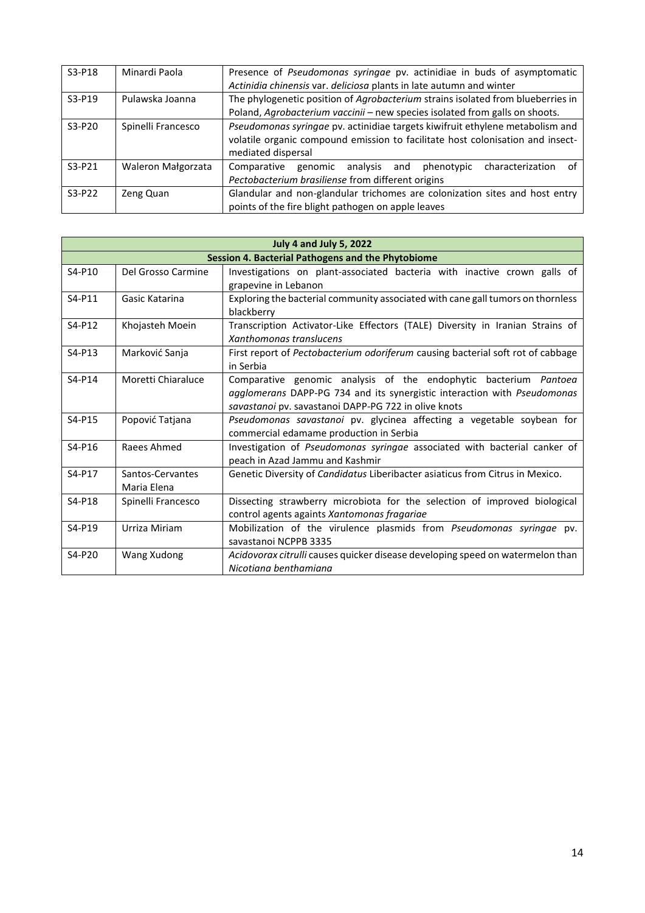| S3-P18 | Minardi Paola | Presence of *Pseudomonas syringae* pv. actinidiae in buds of asymptomatic *Actinidia chinensis* var. *deliciosa* plants in late autumn and winter |
|---|---|---|
| S3-P19 | Pulawska Joanna | The phylogenetic position of *Agrobacterium* strains isolated from blueberries in Poland, *Agrobacterium vaccinii* – new species isolated from galls on shoots. |
| S3-P20 | Spinelli Francesco | *Pseudomonas syringae* pv. actinidiae targets kiwifruit ethylene metabolism and volatile organic compound emission to facilitate host colonisation and insect-mediated dispersal |
| S3-P21 | Waleron Małgorzata | Comparative genomic analysis and phenotypic characterization of *Pectobacterium brasiliense* from different origins |
| S3-P22 | Zeng Quan | Glandular and non-glandular trichomes are colonization sites and host entry points of the fire blight pathogen on apple leaves |

| **July 4 and July 5, 2022** | | |
|---|---|---|
| **Session 4. Bacterial Pathogens and the Phytobiome** | | |
| S4-P10 | Del Grosso Carmine | Investigations on plant-associated bacteria with inactive crown galls of grapevine in Lebanon |
| S4-P11 | Gasic Katarina | Exploring the bacterial community associated with cane gall tumors on thornless blackberry |
| S4-P12 | Khojasteh Moein | Transcription Activator-Like Effectors (TALE) Diversity in Iranian Strains of *Xanthomonas translucens* |
| S4-P13 | Marković Sanja | First report of *Pectobacterium odoriferum* causing bacterial soft rot of cabbage in Serbia |
| S4-P14 | Moretti Chiaraluce | Comparative genomic analysis of the endophytic bacterium *Pantoea agglomerans* DAPP-PG 734 and its synergistic interaction with *Pseudomonas savastanoi* pv. savastanoi DAPP-PG 722 in olive knots |
| S4-P15 | Popović Tatjana | *Pseudomonas savastanoi* pv. glycinea affecting a vegetable soybean for commercial edamame production in Serbia |
| S4-P16 | Raees Ahmed | Investigation of *Pseudomonas syringae* associated with bacterial canker of peach in Azad Jammu and Kashmir |
| S4-P17 | Santos-Cervantes Maria Elena | Genetic Diversity of *Candidatus* Liberibacter asiaticus from Citrus in Mexico. |
| S4-P18 | Spinelli Francesco | Dissecting strawberry microbiota for the selection of improved biological control agents againts *Xantomonas fragariae* |
| S4-P19 | Urriza Miriam | Mobilization of the virulence plasmids from *Pseudomonas syringae* pv. savastanoi NCPPB 3335 |
| S4-P20 | Wang Xudong | *Acidovorax citrulli* causes quicker disease developing speed on watermelon than *Nicotiana benthamiana* |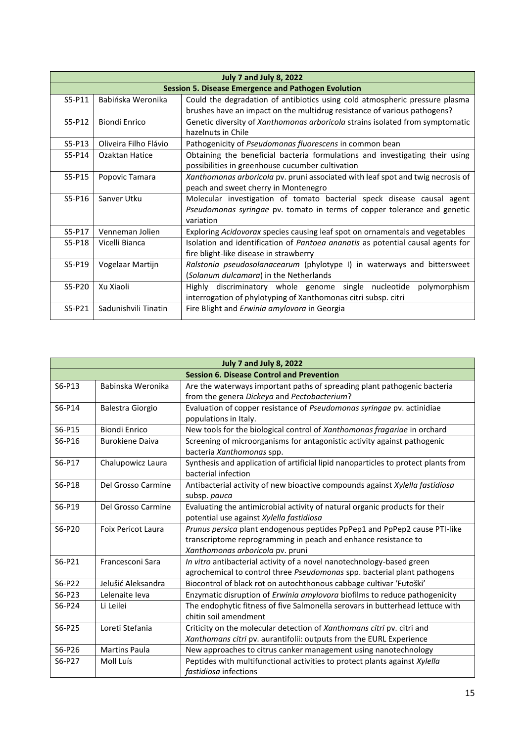| July 7 and July 8, 2022 | | |
|---|---|---|
| **Session 5. Disease Emergence and Pathogen Evolution** | | |
| S5-P11 | Babińska Weronika | Could the degradation of antibiotics using cold atmospheric pressure plasma brushes have an impact on the multidrug resistance of various pathogens? |
| S5-P12 | Biondi Enrico | Genetic diversity of *Xanthomonas arboricola* strains isolated from symptomatic hazelnuts in Chile |
| S5-P13 | Oliveira Filho Flávio | Pathogenicity of *Pseudomonas fluorescens* in common bean |
| S5-P14 | Ozaktan Hatice | Obtaining the beneficial bacteria formulations and investigating their using possibilities in greenhouse cucumber cultivation |
| S5-P15 | Popovic Tamara | *Xanthomonas arboricola* pv. pruni associated with leaf spot and twig necrosis of peach and sweet cherry in Montenegro |
| S5-P16 | Sanver Utku | Molecular investigation of tomato bacterial speck disease causal agent *Pseudomonas syringae* pv. tomato in terms of copper tolerance and genetic variation |
| S5-P17 | Venneman Jolien | Exploring *Acidovorax* species causing leaf spot on ornamentals and vegetables |
| S5-P18 | Vicelli Bianca | Isolation and identification of *Pantoea ananatis* as potential causal agents for fire blight-like disease in strawberry |
| S5-P19 | Vogelaar Martijn | *Ralstonia pseudosolanacearum* (phylotype I) in waterways and bittersweet (*Solanum dulcamara*) in the Netherlands |
| S5-P20 | Xu Xiaoli | Highly discriminatory whole genome single nucleotide polymorphism interrogation of phylotyping of Xanthomonas citri subsp. citri |
| S5-P21 | Sadunishvili Tinatin | Fire Blight and *Erwinia amylovora* in Georgia |

| July 7 and July 8, 2022 | | |
|---|---|---|
| **Session 6. Disease Control and Prevention** | | |
| S6-P13 | Babinska Weronika | Are the waterways important paths of spreading plant pathogenic bacteria from the genera *Dickeya* and *Pectobacterium*? |
| S6-P14 | Balestra Giorgio | Evaluation of copper resistance of *Pseudomonas syringae* pv. actinidiae populations in Italy. |
| S6-P15 | Biondi Enrico | New tools for the biological control of *Xanthomonas fragariae* in orchard |
| S6-P16 | Burokiene Daiva | Screening of microorganisms for antagonistic activity against pathogenic bacteria *Xanthomonas* spp. |
| S6-P17 | Chalupowicz Laura | Synthesis and application of artificial lipid nanoparticles to protect plants from bacterial infection |
| S6-P18 | Del Grosso Carmine | Antibacterial activity of new bioactive compounds against *Xylella fastidiosa* subsp. *pauca* |
| S6-P19 | Del Grosso Carmine | Evaluating the antimicrobial activity of natural organic products for their potential use against *Xylella fastidiosa* |
| S6-P20 | Foix Pericot Laura | *Prunus persica* plant endogenous peptides PpPep1 and PpPep2 cause PTI-like transcriptome reprogramming in peach and enhance resistance to *Xanthomonas arboricola* pv. pruni |
| S6-P21 | Francesconi Sara | *In vitro* antibacterial activity of a novel nanotechnology-based green agrochemical to control three *Pseudomonas* spp. bacterial plant pathogens |
| S6-P22 | Jelušić Aleksandra | Biocontrol of black rot on autochthonous cabbage cultivar 'Futoški' |
| S6-P23 | Lelenaite Ieva | Enzymatic disruption of *Erwinia amylovora* biofilms to reduce pathogenicity |
| S6-P24 | Li Leilei | The endophytic fitness of five Salmonella serovars in butterhead lettuce with chitin soil amendment |
| S6-P25 | Loreti Stefania | Criticity on the molecular detection of *Xanthomans citri* pv. citri and *Xanthomans citri* pv. aurantifolii: outputs from the EURL Experience |
| S6-P26 | Martins Paula | New approaches to citrus canker management using nanotechnology |
| S6-P27 | Moll Luís | Peptides with multifunctional activities to protect plants against *Xylella fastidiosa* infections |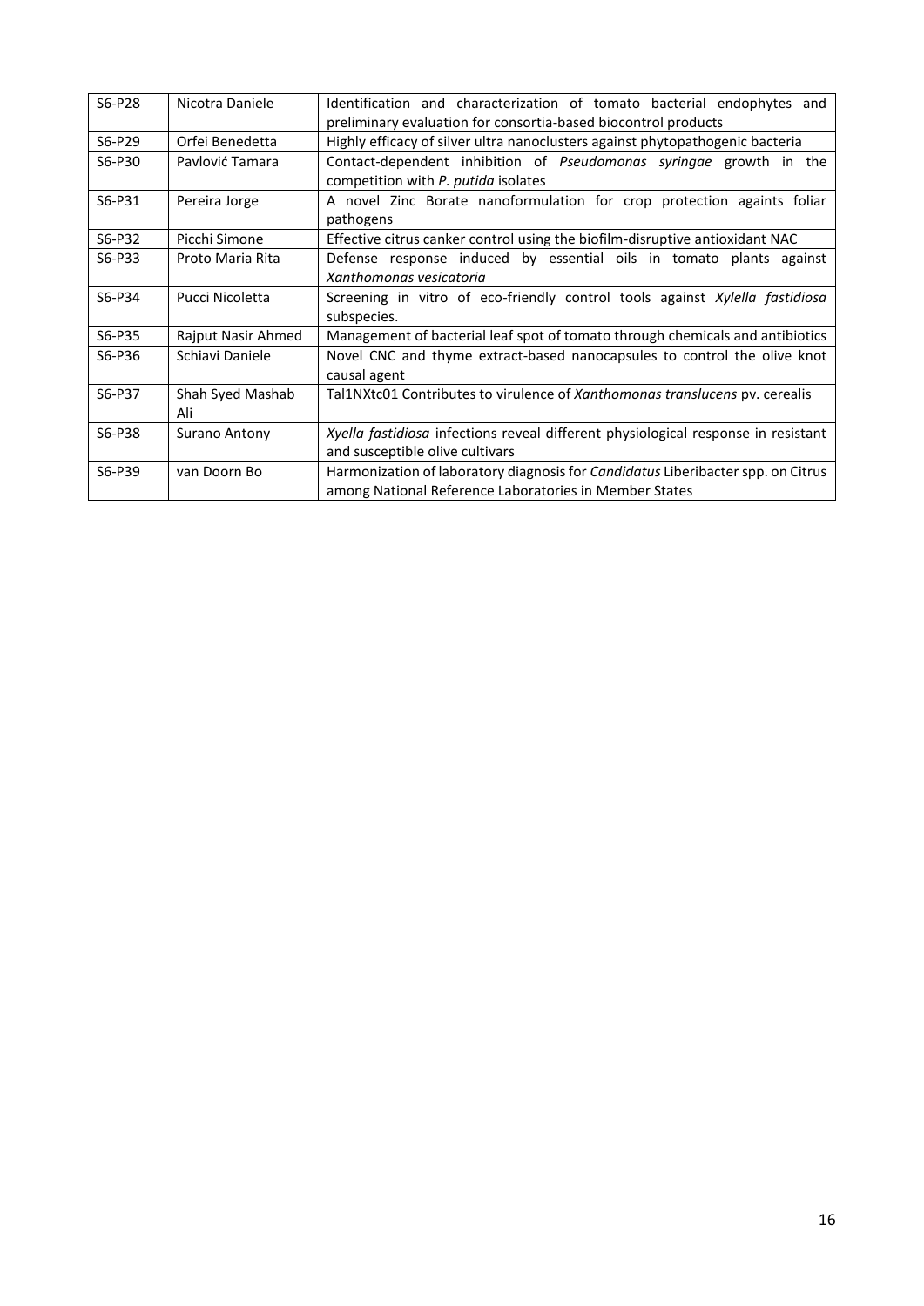| | | |
|---|---|---|
| S6-P28 | Nicotra Daniele | Identification and characterization of tomato bacterial endophytes and preliminary evaluation for consortia-based biocontrol products |
| S6-P29 | Orfei Benedetta | Highly efficacy of silver ultra nanoclusters against phytopathogenic bacteria |
| S6-P30 | Pavlović Tamara | Contact-dependent inhibition of *Pseudomonas syringae* growth in the competition with *P. putida* isolates |
| S6-P31 | Pereira Jorge | A novel Zinc Borate nanoformulation for crop protection againts foliar pathogens |
| S6-P32 | Picchi Simone | Effective citrus canker control using the biofilm-disruptive antioxidant NAC |
| S6-P33 | Proto Maria Rita | Defense response induced by essential oils in tomato plants against *Xanthomonas vesicatoria* |
| S6-P34 | Pucci Nicoletta | Screening in vitro of eco-friendly control tools against *Xylella fastidiosa* subspecies. |
| S6-P35 | Rajput Nasir Ahmed | Management of bacterial leaf spot of tomato through chemicals and antibiotics |
| S6-P36 | Schiavi Daniele | Novel CNC and thyme extract-based nanocapsules to control the olive knot causal agent |
| S6-P37 | Shah Syed Mashab Ali | Tal1NXtc01 Contributes to virulence of *Xanthomonas translucens* pv. cerealis |
| S6-P38 | Surano Antony | *Xyella fastidiosa* infections reveal different physiological response in resistant and susceptible olive cultivars |
| S6-P39 | van Doorn Bo | Harmonization of laboratory diagnosis for *Candidatus* Liberibacter spp. on Citrus among National Reference Laboratories in Member States |